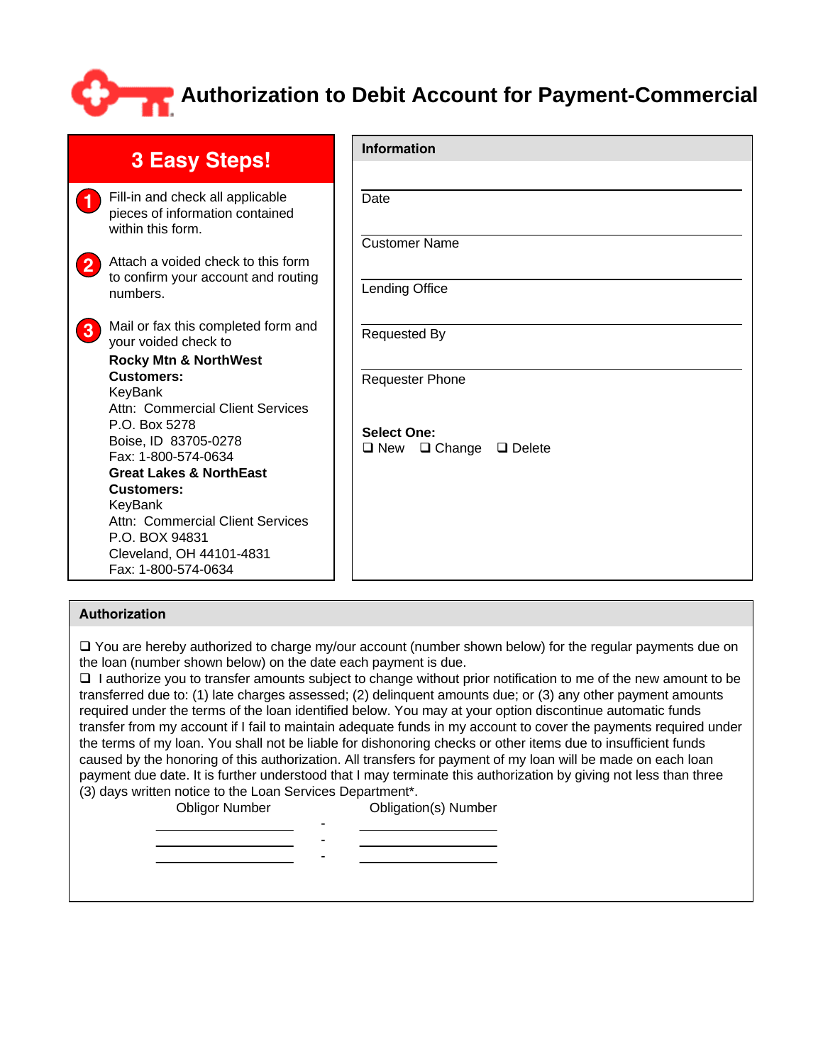# Authorization to Debit Account for Payment-Commercial

## 3 Easy Steps!

1. Fill-in and check all applicable pieces of information contained within this form.

2. Attach a voided check to this form to confirm your account and routing numbers.

3. Mail or fax this completed form and your voided check to

**Rocky Mtn & NorthWest Customers:**
KeyBank
Attn: Commercial Client Services
P.O. Box 5278
Boise, ID 83705-0278
Fax: 1-800-574-0634

**Great Lakes & NorthEast Customers:**
KeyBank
Attn: Commercial Client Services
P.O. BOX 94831
Cleveland, OH 44101-4831
Fax: 1-800-574-0634

## Information

Date ______________________

Customer Name ______________________

Lending Office ______________________

Requested By ______________________

Requester Phone ______________________

**Select One:**
❑ New ❑ Change ❑ Delete

## Authorization

❑ You are hereby authorized to charge my/our account (number shown below) for the regular payments due on the loan (number shown below) on the date each payment is due.
❑ I authorize you to transfer amounts subject to change without prior notification to me of the new amount to be transferred due to: (1) late charges assessed; (2) delinquent amounts due; or (3) any other payment amounts required under the terms of the loan identified below. You may at your option discontinue automatic funds transfer from my account if I fail to maintain adequate funds in my account to cover the payments required under the terms of my loan. You shall not be liable for dishonoring checks or other items due to insufficient funds caused by the honoring of this authorization. All transfers for payment of my loan will be made on each loan payment due date. It is further understood that I may terminate this authorization by giving not less than three (3) days written notice to the Loan Services Department*.

| Obligor Number | | Obligation(s) Number |
|---|---|---|
| ______________ | - | ______________ |
| ______________ | - | ______________ |
| ______________ | - | ______________ |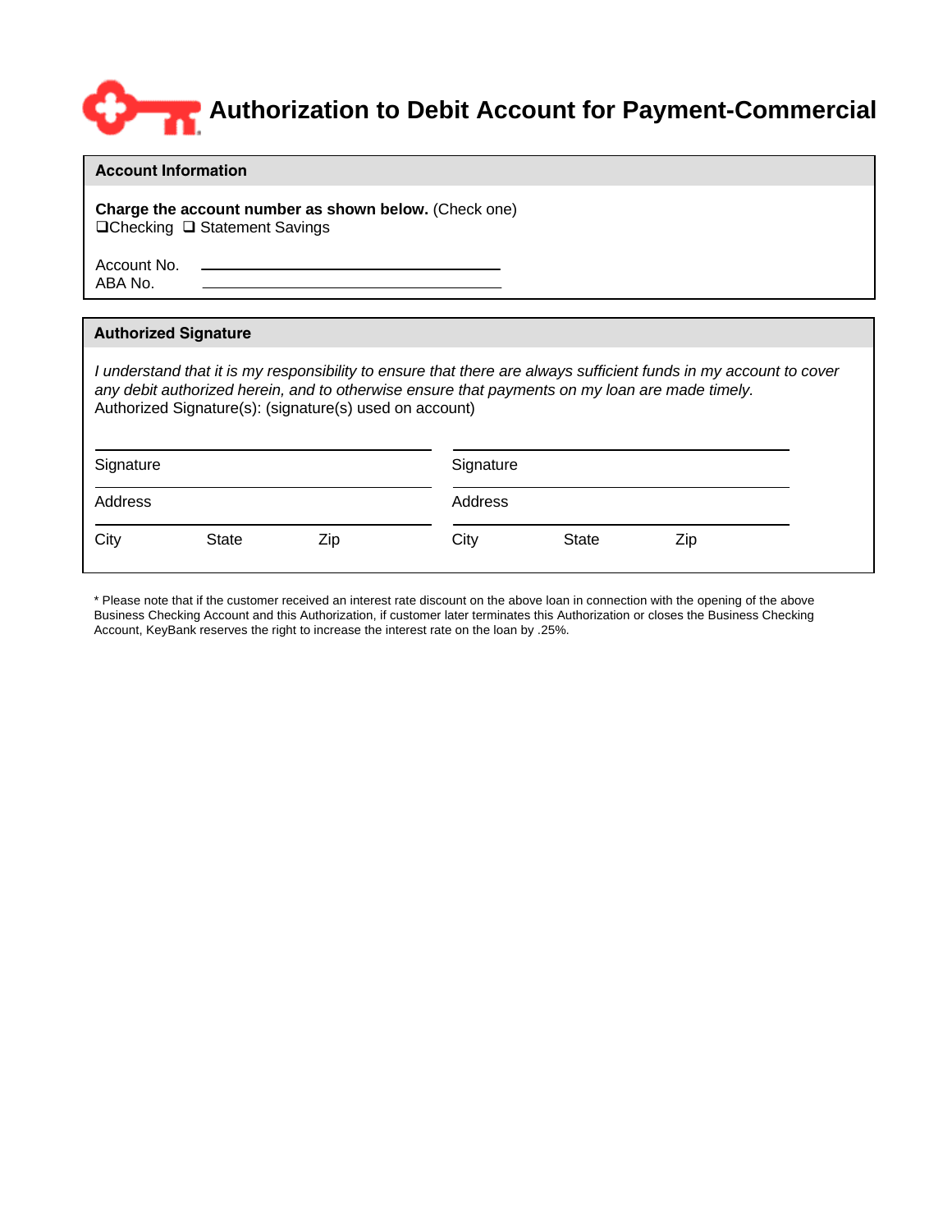# Authorization to Debit Account for Payment-Commercial

## Account Information

**Charge the account number as shown below.** (Check one)
❑Checking ❑ Statement Savings

Account No. ______________________________
ABA No. ______________________________

## Authorized Signature

*I understand that it is my responsibility to ensure that there are always sufficient funds in my account to cover any debit authorized herein, and to otherwise ensure that payments on my loan are made timely.*
Authorized Signature(s): (signature(s) used on account)

| | |
|---|---|
| Signature | Signature |
| Address | Address |
| City State Zip | City State Zip |

\* Please note that if the customer received an interest rate discount on the above loan in connection with the opening of the above Business Checking Account and this Authorization, if customer later terminates this Authorization or closes the Business Checking Account, KeyBank reserves the right to increase the interest rate on the loan by .25%.